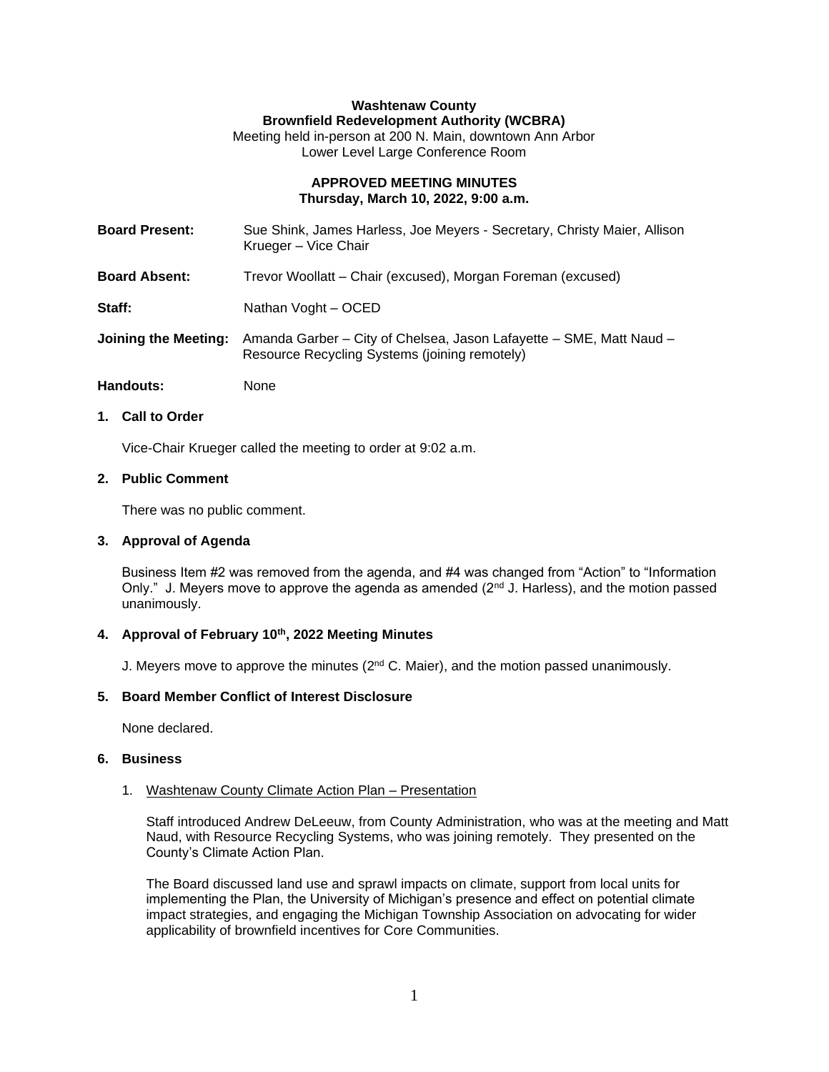**Washtenaw County**
**Brownfield Redevelopment Authority (WCBRA)**
Meeting held in-person at 200 N. Main, downtown Ann Arbor
Lower Level Large Conference Room

**APPROVED MEETING MINUTES**
**Thursday, March 10, 2022, 9:00 a.m.**

**Board Present:** Sue Shink, James Harless, Joe Meyers - Secretary, Christy Maier, Allison Krueger – Vice Chair

**Board Absent:** Trevor Woollatt – Chair (excused), Morgan Foreman (excused)

**Staff:** Nathan Voght – OCED

**Joining the Meeting:** Amanda Garber – City of Chelsea, Jason Lafayette – SME, Matt Naud – Resource Recycling Systems (joining remotely)

**Handouts:** None

**1. Call to Order**

Vice-Chair Krueger called the meeting to order at 9:02 a.m.

**2. Public Comment**

There was no public comment.

**3. Approval of Agenda**

Business Item #2 was removed from the agenda, and #4 was changed from "Action" to "Information Only." J. Meyers move to approve the agenda as amended (2nd J. Harless), and the motion passed unanimously.

**4. Approval of February 10th, 2022 Meeting Minutes**

J. Meyers move to approve the minutes (2nd C. Maier), and the motion passed unanimously.

**5. Board Member Conflict of Interest Disclosure**

None declared.

**6. Business**

1. Washtenaw County Climate Action Plan – Presentation

   Staff introduced Andrew DeLeeuw, from County Administration, who was at the meeting and Matt Naud, with Resource Recycling Systems, who was joining remotely. They presented on the County's Climate Action Plan.

   The Board discussed land use and sprawl impacts on climate, support from local units for implementing the Plan, the University of Michigan's presence and effect on potential climate impact strategies, and engaging the Michigan Township Association on advocating for wider applicability of brownfield incentives for Core Communities.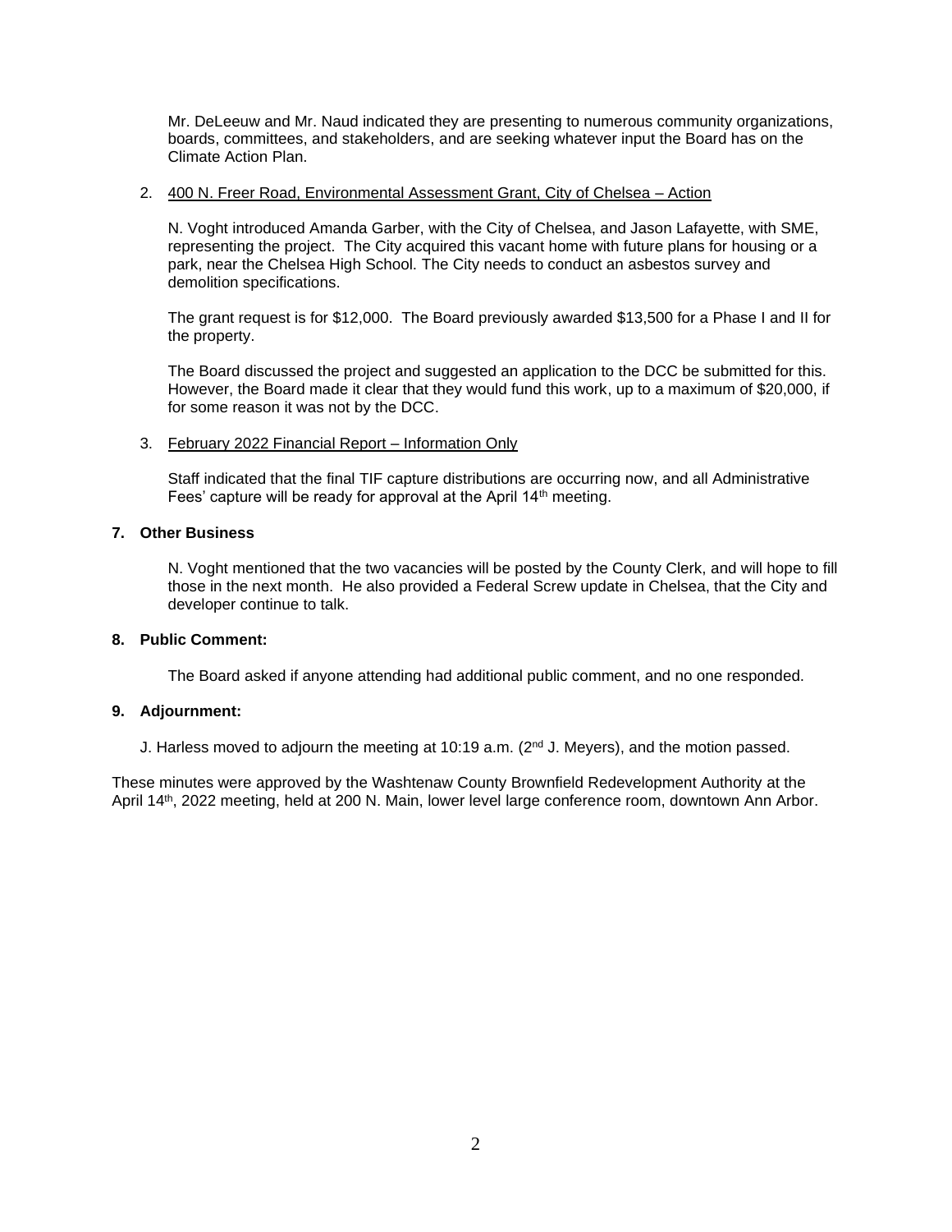Mr. DeLeeuw and Mr. Naud indicated they are presenting to numerous community organizations, boards, committees, and stakeholders, and are seeking whatever input the Board has on the Climate Action Plan.

2. 400 N. Freer Road, Environmental Assessment Grant, City of Chelsea – Action

   N. Voght introduced Amanda Garber, with the City of Chelsea, and Jason Lafayette, with SME, representing the project. The City acquired this vacant home with future plans for housing or a park, near the Chelsea High School. The City needs to conduct an asbestos survey and demolition specifications.

   The grant request is for $12,000. The Board previously awarded $13,500 for a Phase I and II for the property.

   The Board discussed the project and suggested an application to the DCC be submitted for this. However, the Board made it clear that they would fund this work, up to a maximum of $20,000, if for some reason it was not by the DCC.

3. February 2022 Financial Report – Information Only

   Staff indicated that the final TIF capture distributions are occurring now, and all Administrative Fees' capture will be ready for approval at the April 14th meeting.

**7. Other Business**

N. Voght mentioned that the two vacancies will be posted by the County Clerk, and will hope to fill those in the next month. He also provided a Federal Screw update in Chelsea, that the City and developer continue to talk.

**8. Public Comment:**

The Board asked if anyone attending had additional public comment, and no one responded.

**9. Adjournment:**

J. Harless moved to adjourn the meeting at 10:19 a.m. (2nd J. Meyers), and the motion passed.

These minutes were approved by the Washtenaw County Brownfield Redevelopment Authority at the April 14th, 2022 meeting, held at 200 N. Main, lower level large conference room, downtown Ann Arbor.